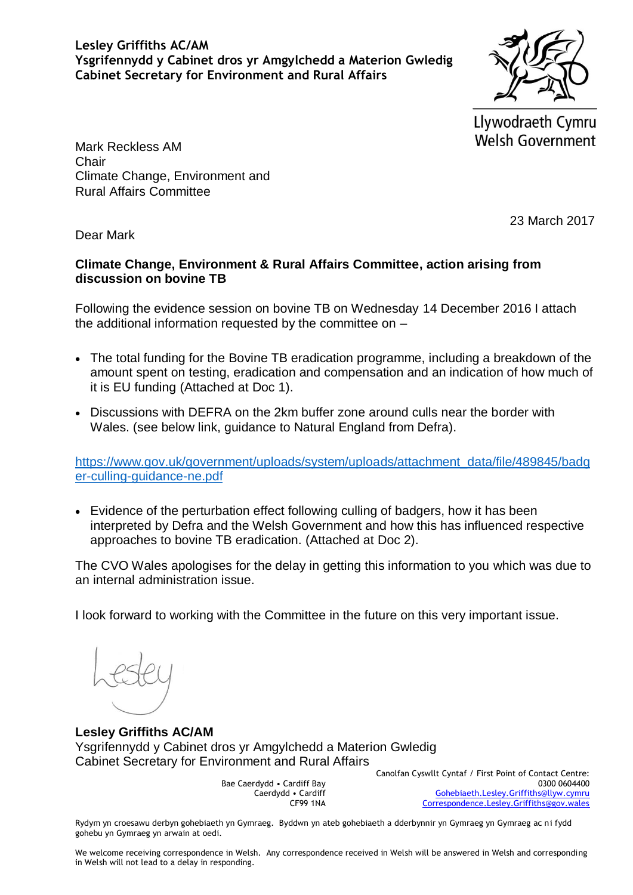**Lesley Griffiths AC/AM**
**Ysgrifennydd y Cabinet dros yr Amgylchedd a Materion Gwledig**
**Cabinet Secretary for Environment and Rural Affairs**

Llywodraeth Cymru
Welsh Government

Mark Reckless AM
Chair
Climate Change, Environment and
Rural Affairs Committee

23 March 2017

Dear Mark

**Climate Change, Environment & Rural Affairs Committee, action arising from discussion on bovine TB**

Following the evidence session on bovine TB on Wednesday 14 December 2016 I attach the additional information requested by the committee on –

- The total funding for the Bovine TB eradication programme, including a breakdown of the amount spent on testing, eradication and compensation and an indication of how much of it is EU funding (Attached at Doc 1).
- Discussions with DEFRA on the 2km buffer zone around culls near the border with Wales. (see below link, guidance to Natural England from Defra).

https://www.gov.uk/government/uploads/system/uploads/attachment_data/file/489845/badger-culling-guidance-ne.pdf

- Evidence of the perturbation effect following culling of badgers, how it has been interpreted by Defra and the Welsh Government and how this has influenced respective approaches to bovine TB eradication. (Attached at Doc 2).

The CVO Wales apologises for the delay in getting this information to you which was due to an internal administration issue.

I look forward to working with the Committee in the future on this very important issue.

Lesley

**Lesley Griffiths AC/AM**
Ysgrifennydd y Cabinet dros yr Amgylchedd a Materion Gwledig
Cabinet Secretary for Environment and Rural Affairs

Bae Caerdydd • Cardiff Bay
Caerdydd • Cardiff
CF99 1NA

Canolfan Cyswllt Cyntaf / First Point of Contact Centre:
0300 0604400
Gohebiaeth.Lesley.Griffiths@llyw.cymru
Correspondence.Lesley.Griffiths@gov.wales

Rydym yn croesawu derbyn gohebiaeth yn Gymraeg. Byddwn yn ateb gohebiaeth a dderbynnir yn Gymraeg yn Gymraeg ac ni fydd gohebu yn Gymraeg yn arwain at oedi.

We welcome receiving correspondence in Welsh. Any correspondence received in Welsh will be answered in Welsh and corresponding in Welsh will not lead to a delay in responding.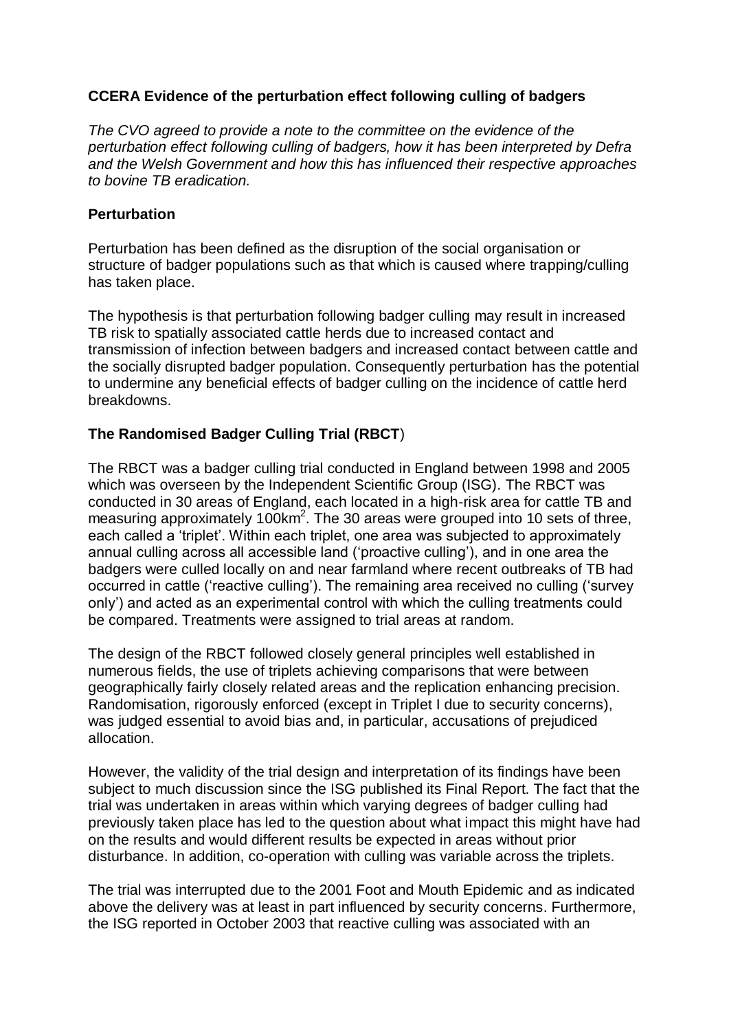## CCERA Evidence of the perturbation effect following culling of badgers

*The CVO agreed to provide a note to the committee on the evidence of the perturbation effect following culling of badgers, how it has been interpreted by Defra and the Welsh Government and how this has influenced their respective approaches to bovine TB eradication.*

### Perturbation

Perturbation has been defined as the disruption of the social organisation or structure of badger populations such as that which is caused where trapping/culling has taken place.

The hypothesis is that perturbation following badger culling may result in increased TB risk to spatially associated cattle herds due to increased contact and transmission of infection between badgers and increased contact between cattle and the socially disrupted badger population. Consequently perturbation has the potential to undermine any beneficial effects of badger culling on the incidence of cattle herd breakdowns.

### The Randomised Badger Culling Trial (RBCT)

The RBCT was a badger culling trial conducted in England between 1998 and 2005 which was overseen by the Independent Scientific Group (ISG). The RBCT was conducted in 30 areas of England, each located in a high-risk area for cattle TB and measuring approximately 100km$^2$. The 30 areas were grouped into 10 sets of three, each called a 'triplet'. Within each triplet, one area was subjected to approximately annual culling across all accessible land ('proactive culling'), and in one area the badgers were culled locally on and near farmland where recent outbreaks of TB had occurred in cattle ('reactive culling'). The remaining area received no culling ('survey only') and acted as an experimental control with which the culling treatments could be compared. Treatments were assigned to trial areas at random.

The design of the RBCT followed closely general principles well established in numerous fields, the use of triplets achieving comparisons that were between geographically fairly closely related areas and the replication enhancing precision. Randomisation, rigorously enforced (except in Triplet I due to security concerns), was judged essential to avoid bias and, in particular, accusations of prejudiced allocation.

However, the validity of the trial design and interpretation of its findings have been subject to much discussion since the ISG published its Final Report. The fact that the trial was undertaken in areas within which varying degrees of badger culling had previously taken place has led to the question about what impact this might have had on the results and would different results be expected in areas without prior disturbance. In addition, co-operation with culling was variable across the triplets.

The trial was interrupted due to the 2001 Foot and Mouth Epidemic and as indicated above the delivery was at least in part influenced by security concerns. Furthermore, the ISG reported in October 2003 that reactive culling was associated with an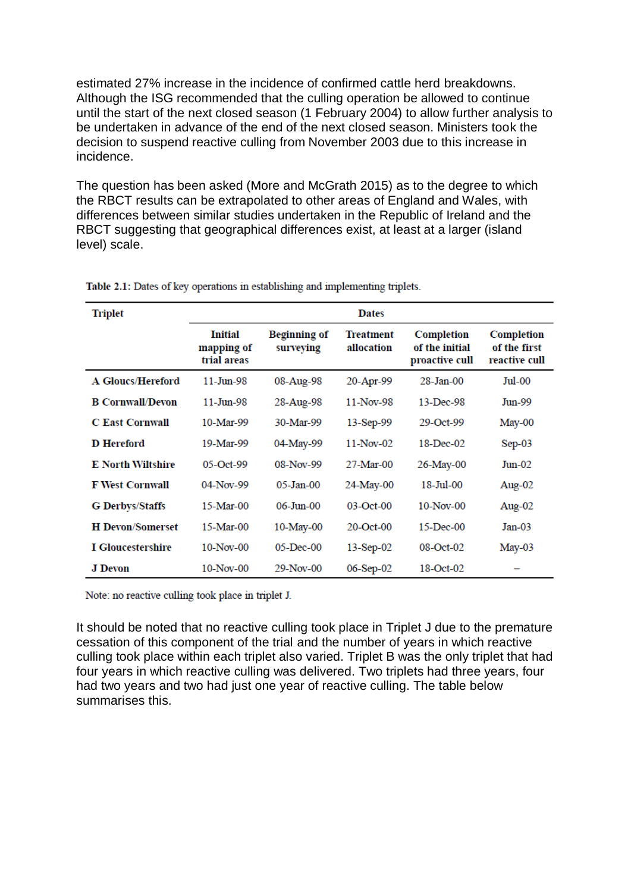estimated 27% increase in the incidence of confirmed cattle herd breakdowns. Although the ISG recommended that the culling operation be allowed to continue until the start of the next closed season (1 February 2004) to allow further analysis to be undertaken in advance of the end of the next closed season. Ministers took the decision to suspend reactive culling from November 2003 due to this increase in incidence.

The question has been asked (More and McGrath 2015) as to the degree to which the RBCT results can be extrapolated to other areas of England and Wales, with differences between similar studies undertaken in the Republic of Ireland and the RBCT suggesting that geographical differences exist, at least at a larger (island level) scale.

**Table 2.1:** Dates of key operations in establishing and implementing triplets.

| Triplet | Dates | | | | |
|---|---|---|---|---|---|
| | Initial mapping of trial areas | Beginning of surveying | Treatment allocation | Completion of the initial proactive cull | Completion of the first reactive cull |
| A Gloucs/Hereford | 11-Jun-98 | 08-Aug-98 | 20-Apr-99 | 28-Jan-00 | Jul-00 |
| B Cornwall/Devon | 11-Jun-98 | 28-Aug-98 | 11-Nov-98 | 13-Dec-98 | Jun-99 |
| C East Cornwall | 10-Mar-99 | 30-Mar-99 | 13-Sep-99 | 29-Oct-99 | May-00 |
| D Hereford | 19-Mar-99 | 04-May-99 | 11-Nov-02 | 18-Dec-02 | Sep-03 |
| E North Wiltshire | 05-Oct-99 | 08-Nov-99 | 27-Mar-00 | 26-May-00 | Jun-02 |
| F West Cornwall | 04-Nov-99 | 05-Jan-00 | 24-May-00 | 18-Jul-00 | Aug-02 |
| G Derbys/Staffs | 15-Mar-00 | 06-Jun-00 | 03-Oct-00 | 10-Nov-00 | Aug-02 |
| H Devon/Somerset | 15-Mar-00 | 10-May-00 | 20-Oct-00 | 15-Dec-00 | Jan-03 |
| I Gloucestershire | 10-Nov-00 | 05-Dec-00 | 13-Sep-02 | 08-Oct-02 | May-03 |
| J Devon | 10-Nov-00 | 29-Nov-00 | 06-Sep-02 | 18-Oct-02 | – |

Note: no reactive culling took place in triplet J.

It should be noted that no reactive culling took place in Triplet J due to the premature cessation of this component of the trial and the number of years in which reactive culling took place within each triplet also varied. Triplet B was the only triplet that had four years in which reactive culling was delivered. Two triplets had three years, four had two years and two had just one year of reactive culling. The table below summarises this.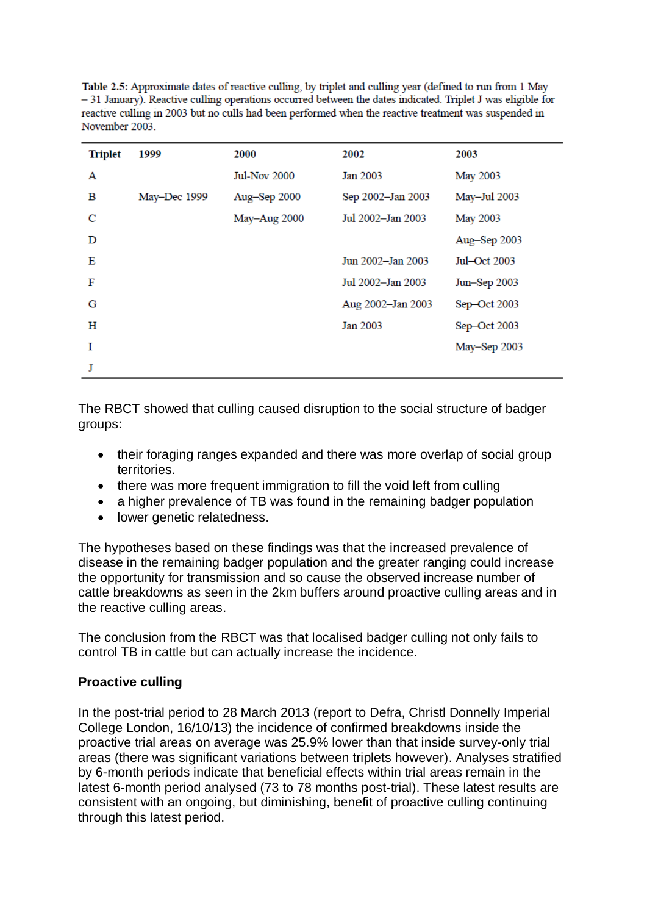**Table 2.5:** Approximate dates of reactive culling, by triplet and culling year (defined to run from 1 May – 31 January). Reactive culling operations occurred between the dates indicated. Triplet J was eligible for reactive culling in 2003 but no culls had been performed when the reactive treatment was suspended in November 2003.

| Triplet | 1999 | 2000 | 2002 | 2003 |
|---|---|---|---|---|
| A | | Jul-Nov 2000 | Jan 2003 | May 2003 |
| B | May–Dec 1999 | Aug–Sep 2000 | Sep 2002–Jan 2003 | May–Jul 2003 |
| C | | May–Aug 2000 | Jul 2002–Jan 2003 | May 2003 |
| D | | | | Aug–Sep 2003 |
| E | | | Jun 2002–Jan 2003 | Jul–Oct 2003 |
| F | | | Jul 2002–Jan 2003 | Jun–Sep 2003 |
| G | | | Aug 2002–Jan 2003 | Sep–Oct 2003 |
| H | | | Jan 2003 | Sep–Oct 2003 |
| I | | | | May–Sep 2003 |
| J | | | | |

The RBCT showed that culling caused disruption to the social structure of badger groups:

- their foraging ranges expanded and there was more overlap of social group territories.
- there was more frequent immigration to fill the void left from culling
- a higher prevalence of TB was found in the remaining badger population
- lower genetic relatedness.

The hypotheses based on these findings was that the increased prevalence of disease in the remaining badger population and the greater ranging could increase the opportunity for transmission and so cause the observed increase number of cattle breakdowns as seen in the 2km buffers around proactive culling areas and in the reactive culling areas.

The conclusion from the RBCT was that localised badger culling not only fails to control TB in cattle but can actually increase the incidence.

**Proactive culling**

In the post-trial period to 28 March 2013 (report to Defra, Christl Donnelly Imperial College London, 16/10/13) the incidence of confirmed breakdowns inside the proactive trial areas on average was 25.9% lower than that inside survey-only trial areas (there was significant variations between triplets however). Analyses stratified by 6-month periods indicate that beneficial effects within trial areas remain in the latest 6-month period analysed (73 to 78 months post-trial). These latest results are consistent with an ongoing, but diminishing, benefit of proactive culling continuing through this latest period.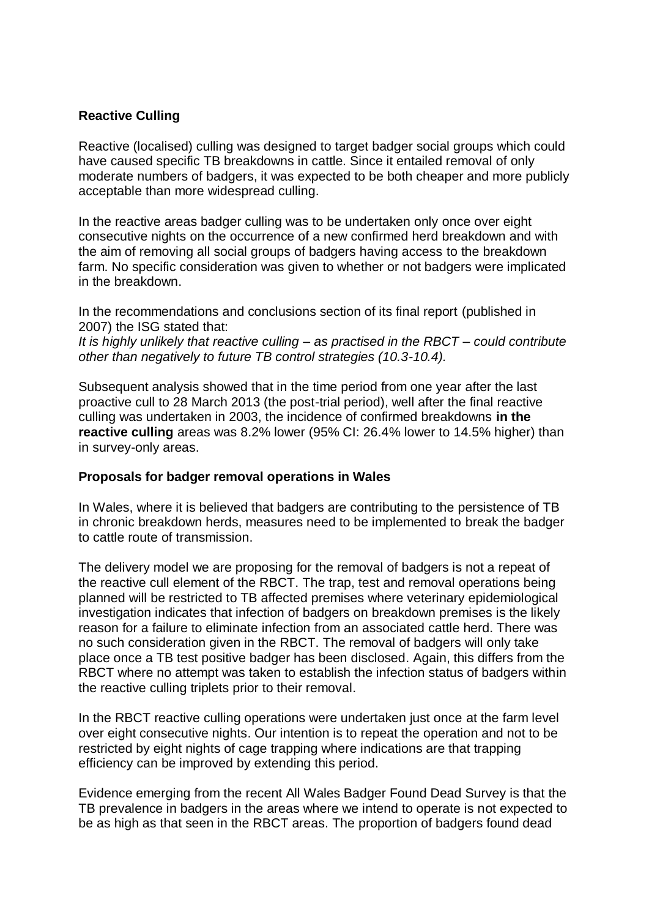**Reactive Culling**

Reactive (localised) culling was designed to target badger social groups which could have caused specific TB breakdowns in cattle. Since it entailed removal of only moderate numbers of badgers, it was expected to be both cheaper and more publicly acceptable than more widespread culling.

In the reactive areas badger culling was to be undertaken only once over eight consecutive nights on the occurrence of a new confirmed herd breakdown and with the aim of removing all social groups of badgers having access to the breakdown farm. No specific consideration was given to whether or not badgers were implicated in the breakdown.

In the recommendations and conclusions section of its final report (published in 2007) the ISG stated that:
*It is highly unlikely that reactive culling – as practised in the RBCT – could contribute other than negatively to future TB control strategies (10.3-10.4).*

Subsequent analysis showed that in the time period from one year after the last proactive cull to 28 March 2013 (the post-trial period), well after the final reactive culling was undertaken in 2003, the incidence of confirmed breakdowns **in the reactive culling** areas was 8.2% lower (95% CI: 26.4% lower to 14.5% higher) than in survey-only areas.

**Proposals for badger removal operations in Wales**

In Wales, where it is believed that badgers are contributing to the persistence of TB in chronic breakdown herds, measures need to be implemented to break the badger to cattle route of transmission.

The delivery model we are proposing for the removal of badgers is not a repeat of the reactive cull element of the RBCT. The trap, test and removal operations being planned will be restricted to TB affected premises where veterinary epidemiological investigation indicates that infection of badgers on breakdown premises is the likely reason for a failure to eliminate infection from an associated cattle herd. There was no such consideration given in the RBCT. The removal of badgers will only take place once a TB test positive badger has been disclosed. Again, this differs from the RBCT where no attempt was taken to establish the infection status of badgers within the reactive culling triplets prior to their removal.

In the RBCT reactive culling operations were undertaken just once at the farm level over eight consecutive nights. Our intention is to repeat the operation and not to be restricted by eight nights of cage trapping where indications are that trapping efficiency can be improved by extending this period.

Evidence emerging from the recent All Wales Badger Found Dead Survey is that the TB prevalence in badgers in the areas where we intend to operate is not expected to be as high as that seen in the RBCT areas. The proportion of badgers found dead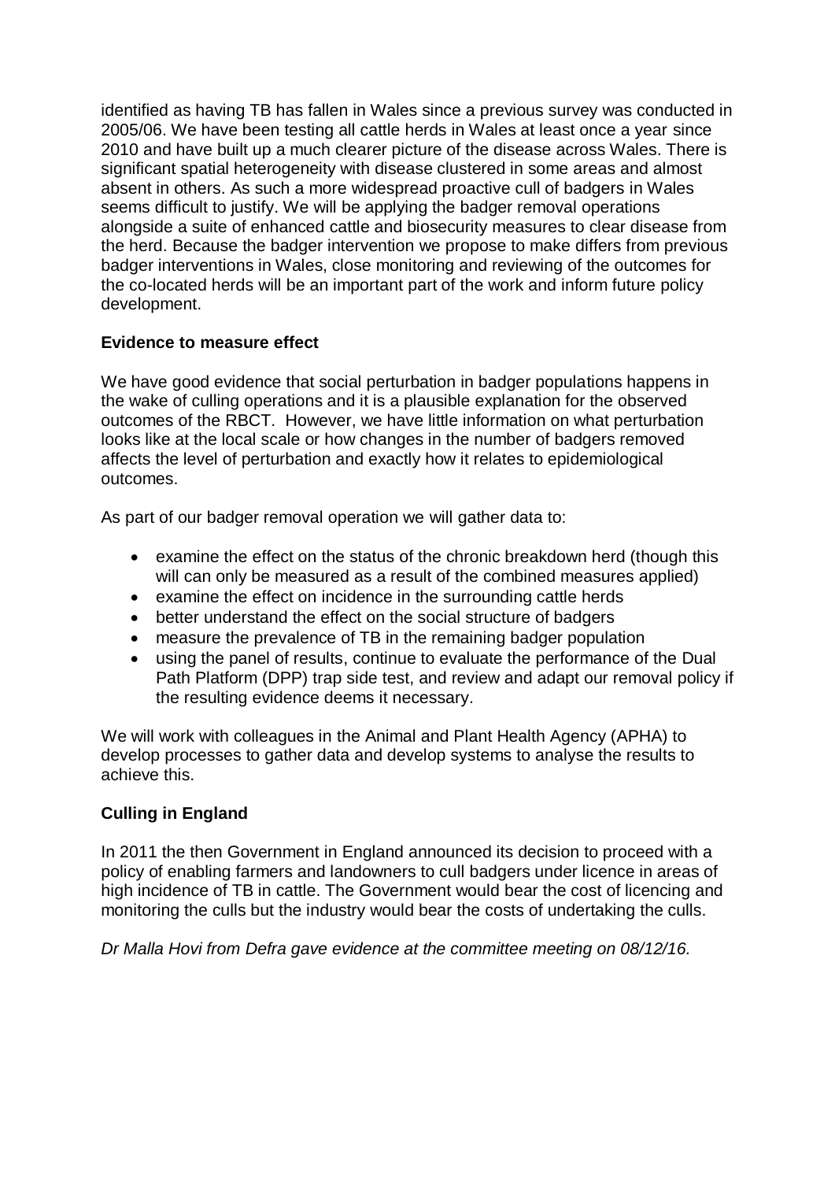identified as having TB has fallen in Wales since a previous survey was conducted in 2005/06. We have been testing all cattle herds in Wales at least once a year since 2010 and have built up a much clearer picture of the disease across Wales. There is significant spatial heterogeneity with disease clustered in some areas and almost absent in others. As such a more widespread proactive cull of badgers in Wales seems difficult to justify. We will be applying the badger removal operations alongside a suite of enhanced cattle and biosecurity measures to clear disease from the herd. Because the badger intervention we propose to make differs from previous badger interventions in Wales, close monitoring and reviewing of the outcomes for the co-located herds will be an important part of the work and inform future policy development.

**Evidence to measure effect**

We have good evidence that social perturbation in badger populations happens in the wake of culling operations and it is a plausible explanation for the observed outcomes of the RBCT. However, we have little information on what perturbation looks like at the local scale or how changes in the number of badgers removed affects the level of perturbation and exactly how it relates to epidemiological outcomes.

As part of our badger removal operation we will gather data to:

- examine the effect on the status of the chronic breakdown herd (though this will can only be measured as a result of the combined measures applied)
- examine the effect on incidence in the surrounding cattle herds
- better understand the effect on the social structure of badgers
- measure the prevalence of TB in the remaining badger population
- using the panel of results, continue to evaluate the performance of the Dual Path Platform (DPP) trap side test, and review and adapt our removal policy if the resulting evidence deems it necessary.

We will work with colleagues in the Animal and Plant Health Agency (APHA) to develop processes to gather data and develop systems to analyse the results to achieve this.

**Culling in England**

In 2011 the then Government in England announced its decision to proceed with a policy of enabling farmers and landowners to cull badgers under licence in areas of high incidence of TB in cattle. The Government would bear the cost of licencing and monitoring the culls but the industry would bear the costs of undertaking the culls.

*Dr Malla Hovi from Defra gave evidence at the committee meeting on 08/12/16.*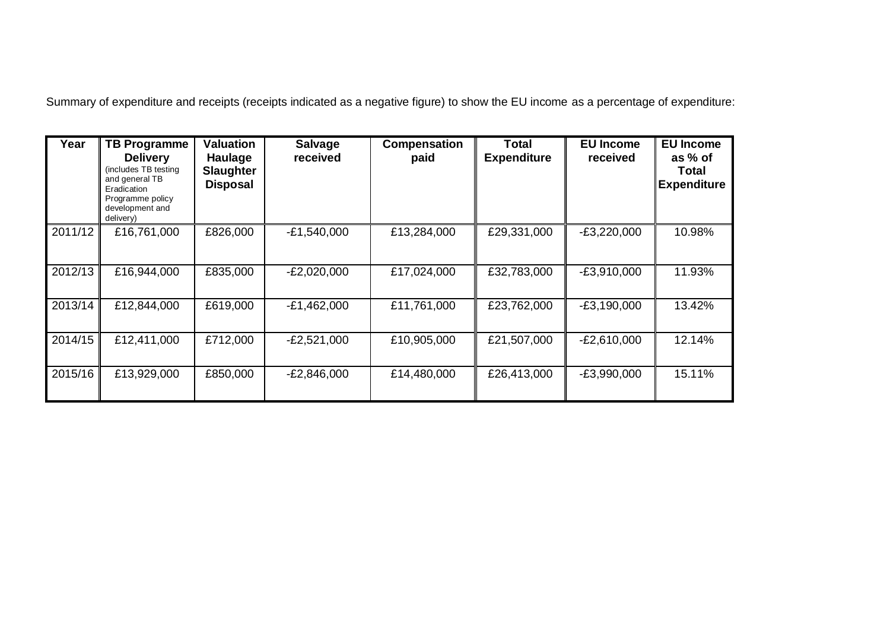Summary of expenditure and receipts (receipts indicated as a negative figure) to show the EU income as a percentage of expenditure:

| Year | **TB Programme Delivery** (includes TB testing and general TB Eradication Programme policy development and delivery) | **Valuation Haulage Slaughter Disposal** | **Salvage received** | **Compensation paid** | **Total Expenditure** | **EU Income received** | **EU Income as % of Total Expenditure** |
|---|---|---|---|---|---|---|---|
| 2011/12 | £16,761,000 | £826,000 | -£1,540,000 | £13,284,000 | £29,331,000 | -£3,220,000 | 10.98% |
| 2012/13 | £16,944,000 | £835,000 | -£2,020,000 | £17,024,000 | £32,783,000 | -£3,910,000 | 11.93% |
| 2013/14 | £12,844,000 | £619,000 | -£1,462,000 | £11,761,000 | £23,762,000 | -£3,190,000 | 13.42% |
| 2014/15 | £12,411,000 | £712,000 | -£2,521,000 | £10,905,000 | £21,507,000 | -£2,610,000 | 12.14% |
| 2015/16 | £13,929,000 | £850,000 | -£2,846,000 | £14,480,000 | £26,413,000 | -£3,990,000 | 15.11% |